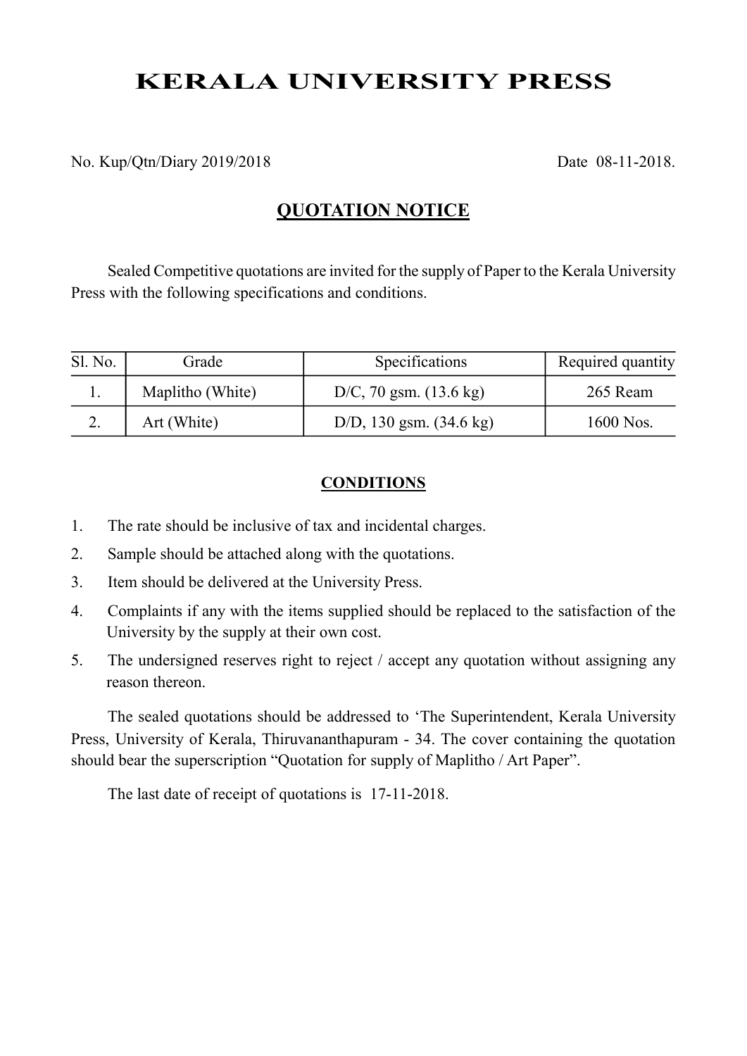# KERALA UNIVERSITY PRESS

No. Kup/Qtn/Diary 2019/2018 Date 08-11-2018.

## QUOTATION NOTICE

Sealed Competitive quotations are invited for the supply of Paper to the Kerala University Press with the following specifications and conditions.

| Sl. No. | Grade | Specifications | Required quantity |
|---|---|---|---|
| 1. | Maplitho (White) | D/C, 70 gsm. (13.6 kg) | 265 Ream |
| 2. | Art (White) | D/D, 130 gsm. (34.6 kg) | 1600 Nos. |

### CONDITIONS

1. The rate should be inclusive of tax and incidental charges.
2. Sample should be attached along with the quotations.
3. Item should be delivered at the University Press.
4. Complaints if any with the items supplied should be replaced to the satisfaction of the University by the supply at their own cost.
5. The undersigned reserves right to reject / accept any quotation without assigning any reason thereon.

The sealed quotations should be addressed to 'The Superintendent, Kerala University Press, University of Kerala, Thiruvananthapuram - 34. The cover containing the quotation should bear the superscription "Quotation for supply of Maplitho / Art Paper".

The last date of receipt of quotations is 17-11-2018.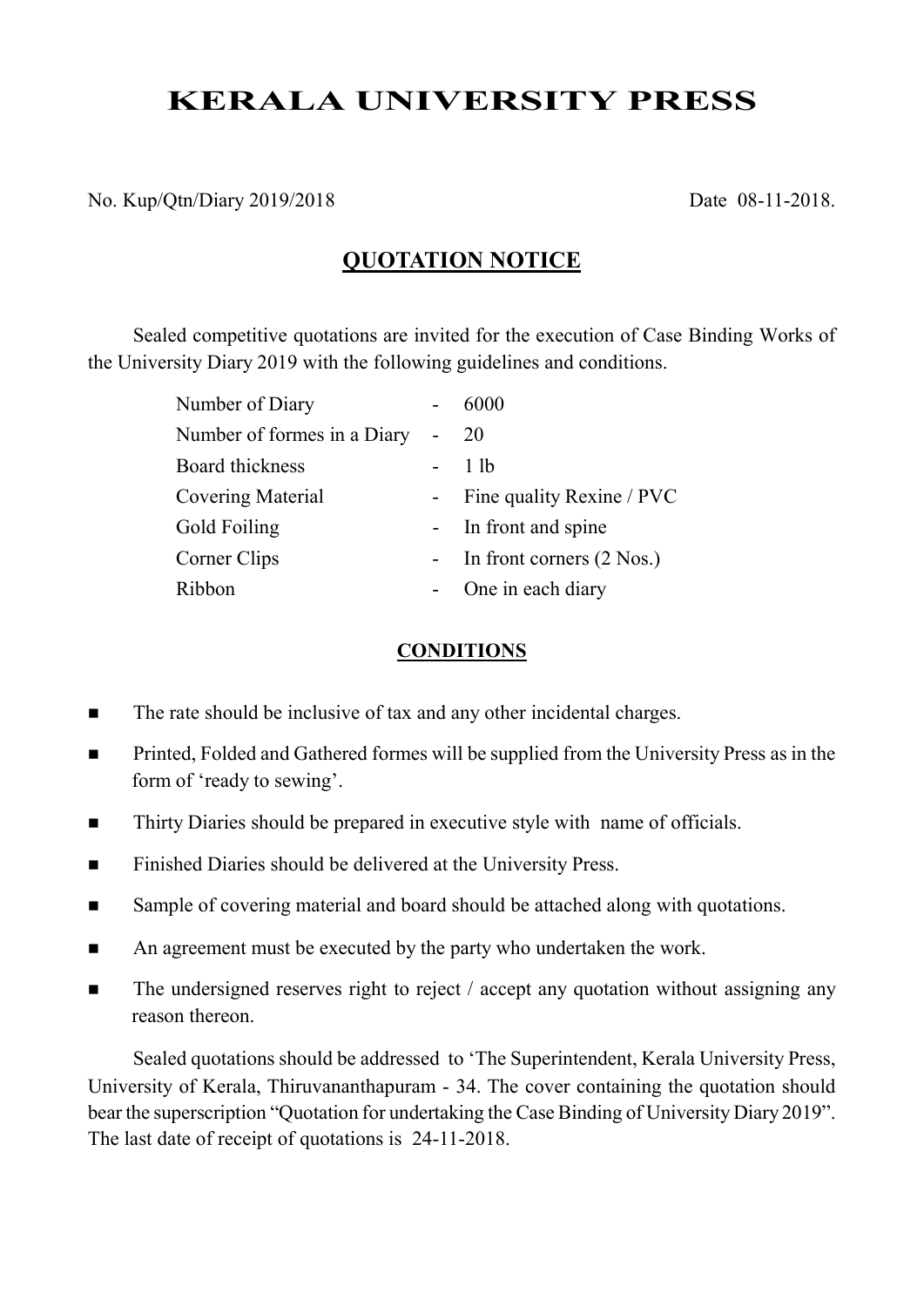# KERALA UNIVERSITY PRESS

No. Kup/Qtn/Diary 2019/2018 Date 08-11-2018.

## QUOTATION NOTICE

Sealed competitive quotations are invited for the execution of Case Binding Works of the University Diary 2019 with the following guidelines and conditions.

| | | |
|---|---|---|
| Number of Diary | - | 6000 |
| Number of formes in a Diary | - | 20 |
| Board thickness | - | 1 lb |
| Covering Material | - | Fine quality Rexine / PVC |
| Gold Foiling | - | In front and spine |
| Corner Clips | - | In front corners (2 Nos.) |
| Ribbon | - | One in each diary |

### CONDITIONS

- The rate should be inclusive of tax and any other incidental charges.
- Printed, Folded and Gathered formes will be supplied from the University Press as in the form of 'ready to sewing'.
- Thirty Diaries should be prepared in executive style with name of officials.
- Finished Diaries should be delivered at the University Press.
- Sample of covering material and board should be attached along with quotations.
- An agreement must be executed by the party who undertaken the work.
- The undersigned reserves right to reject / accept any quotation without assigning any reason thereon.

Sealed quotations should be addressed to 'The Superintendent, Kerala University Press, University of Kerala, Thiruvananthapuram - 34. The cover containing the quotation should bear the superscription "Quotation for undertaking the Case Binding of University Diary 2019". The last date of receipt of quotations is 24-11-2018.